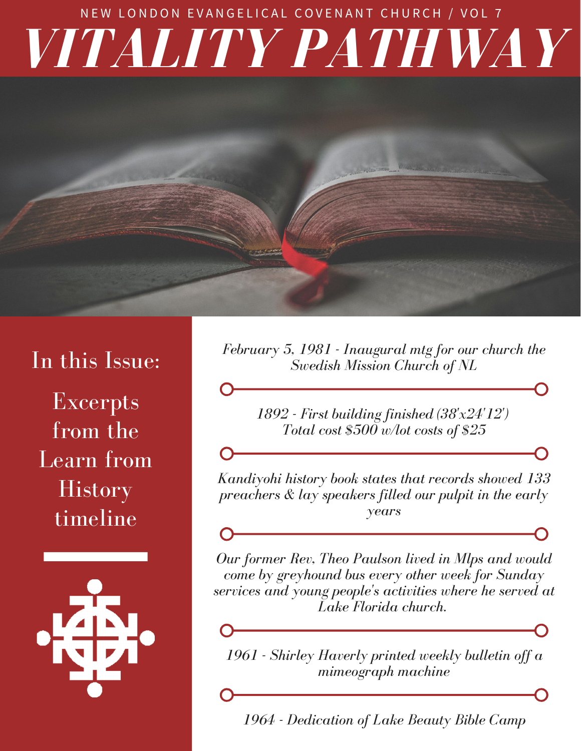NEW LONDON EVANGELICAL COVENANT CHURCH / VOL 7

# *VITALITY PATHWAY*

## In this Issue:

Excerpts from the Learn from History timeline

*February 5, 1981 - Inaugural mtg for our church the Swedish Mission Church of NL*

*1892 - First building finished (38'x24'12') Total cost $500 w/lot costs of $25*

*Kandiyohi history book states that records showed 133 preachers & lay speakers filled our pulpit in the early years*

*Our former Rev, Theo Paulson lived in Mlps and would come by greyhound bus every other week for Sunday services and young people's activities where he served at Lake Florida church.*

*1961 - Shirley Haverly printed weekly bulletin off a mimeograph machine*

*1964 - Dedication of Lake Beauty Bible Camp*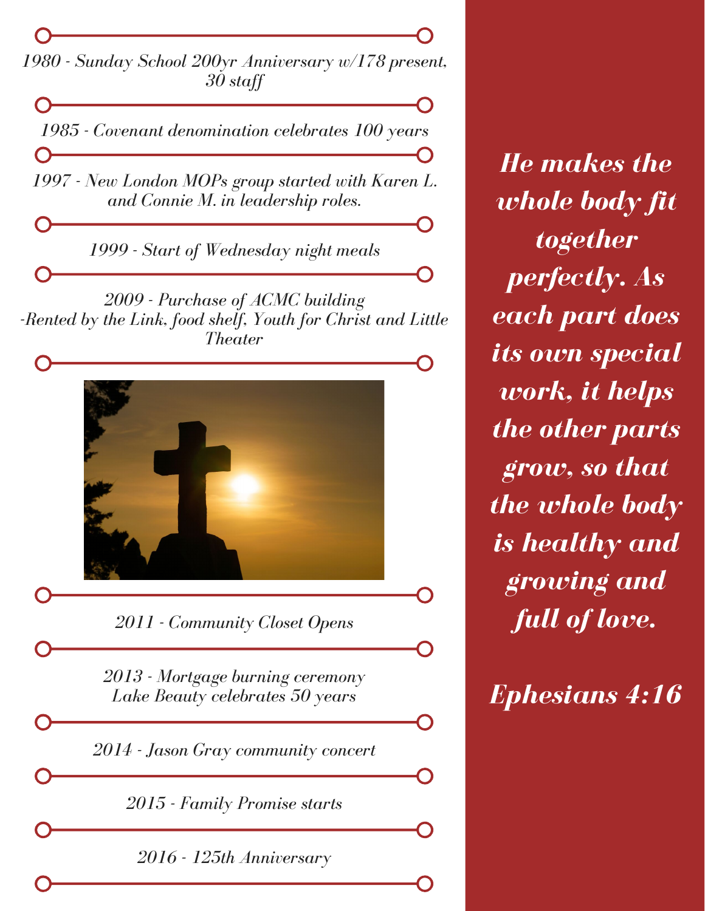*1980 - Sunday School 200yr Anniversary w/178 present, 30 staff*

*1985 - Covenant denomination celebrates 100 years*

*1997 - New London MOPs group started with Karen L. and Connie M. in leadership roles.*

*1999 - Start of Wednesday night meals*

*2009 - Purchase of ACMC building*
*-Rented by the Link, food shelf, Youth for Christ and Little Theater*

*2011 - Community Closet Opens*

*2013 - Mortgage burning ceremony*
*Lake Beauty celebrates 50 years*

*2014 - Jason Gray community concert*

*2015 - Family Promise starts*

*2016 - 125th Anniversary*

***He makes the whole body fit together perfectly. As each part does its own special work, it helps the other parts grow, so that the whole body is healthy and growing and full of love.***

***Ephesians 4:16***